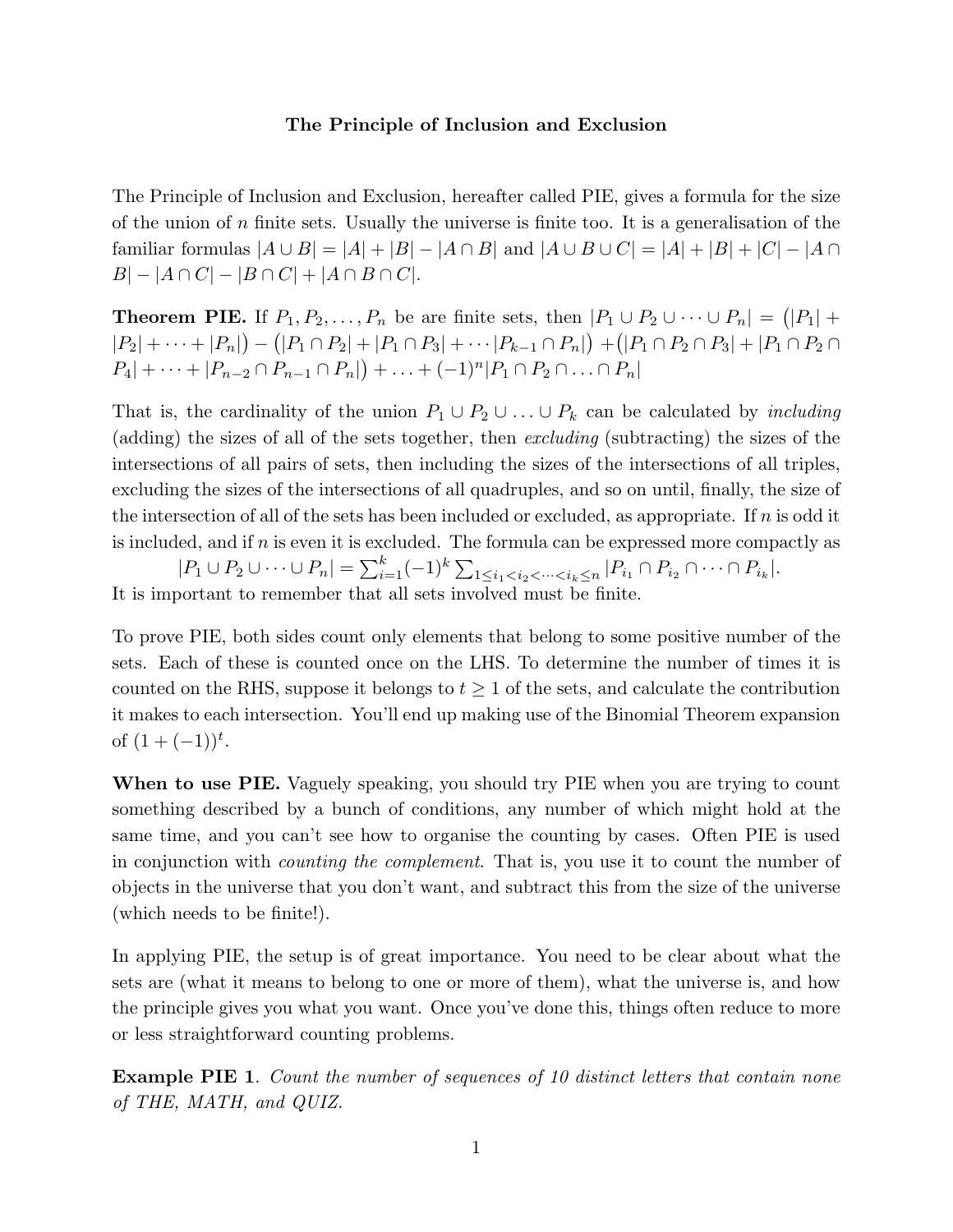# The Principle of Inclusion and Exclusion

The Principle of Inclusion and Exclusion, hereafter called PIE, gives a formula for the size of the union of $n$ finite sets. Usually the universe is finite too. It is a generalisation of the familiar formulas $|A \cup B| = |A| + |B| - |A \cap B|$ and $|A \cup B \cup C| = |A| + |B| + |C| - |A \cap B| - |A \cap C| - |B \cap C| + |A \cap B \cap C|$.

**Theorem PIE.** If $P_1, P_2, \ldots, P_n$ be are finite sets, then $|P_1 \cup P_2 \cup \cdots \cup P_n| = \big(|P_1| + |P_2| + \cdots + |P_n|\big) - \big(|P_1 \cap P_2| + |P_1 \cap P_3| + \cdots |P_{k-1} \cap P_n|\big) + \big(|P_1 \cap P_2 \cap P_3| + |P_1 \cap P_2 \cap P_4| + \cdots + |P_{n-2} \cap P_{n-1} \cap P_n|\big) + \ldots + (-1)^n |P_1 \cap P_2 \cap \ldots \cap P_n|$

That is, the cardinality of the union $P_1 \cup P_2 \cup \ldots \cup P_k$ can be calculated by *including* (adding) the sizes of all of the sets together, then *excluding* (subtracting) the sizes of the intersections of all pairs of sets, then including the sizes of the intersections of all triples, excluding the sizes of the intersections of all quadruples, and so on until, finally, the size of the intersection of all of the sets has been included or excluded, as appropriate. If $n$ is odd it is included, and if $n$ is even it is excluded. The formula can be expressed more compactly as

$$|P_1 \cup P_2 \cup \cdots \cup P_n| = \sum_{i=1}^{k} (-1)^k \sum_{1 \leq i_1 < i_2 < \cdots < i_k \leq n} |P_{i_1} \cap P_{i_2} \cap \cdots \cap P_{i_k}|.$$

It is important to remember that all sets involved must be finite.

To prove PIE, both sides count only elements that belong to some positive number of the sets. Each of these is counted once on the LHS. To determine the number of times it is counted on the RHS, suppose it belongs to $t \geq 1$ of the sets, and calculate the contribution it makes to each intersection. You'll end up making use of the Binomial Theorem expansion of $(1 + (-1))^t$.

**When to use PIE.** Vaguely speaking, you should try PIE when you are trying to count something described by a bunch of conditions, any number of which might hold at the same time, and you can't see how to organise the counting by cases. Often PIE is used in conjunction with *counting the complement*. That is, you use it to count the number of objects in the universe that you don't want, and subtract this from the size of the universe (which needs to be finite!).

In applying PIE, the setup is of great importance. You need to be clear about what the sets are (what it means to belong to one or more of them), what the universe is, and how the principle gives you what you want. Once you've done this, things often reduce to more or less straightforward counting problems.

**Example PIE 1**. *Count the number of sequences of 10 distinct letters that contain none of THE, MATH, and QUIZ.*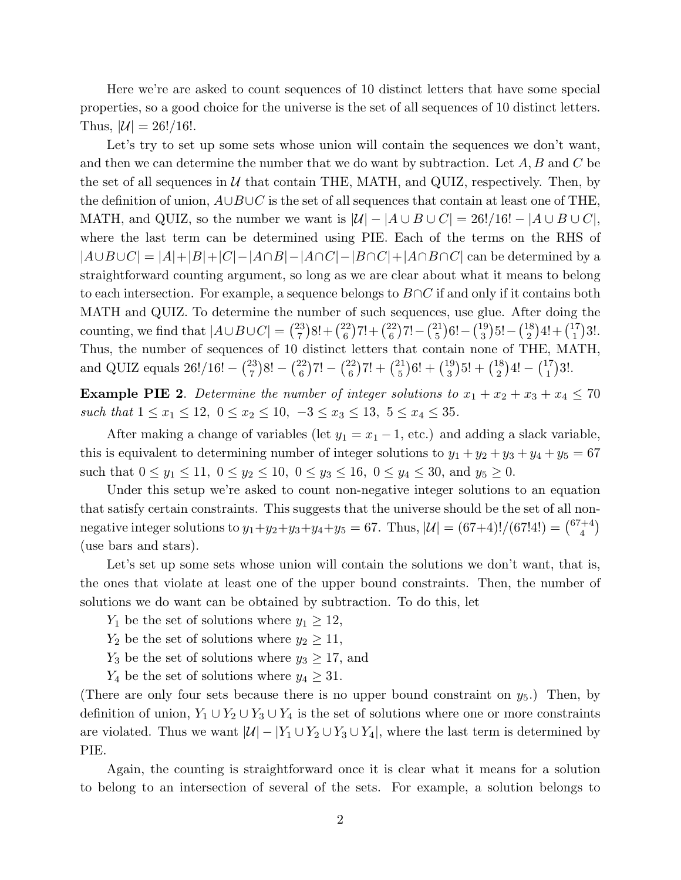Here we're are asked to count sequences of 10 distinct letters that have some special properties, so a good choice for the universe is the set of all sequences of 10 distinct letters. Thus, $|\mathcal{U}| = 26!/16!$.

Let's try to set up some sets whose union will contain the sequences we don't want, and then we can determine the number that we do want by subtraction. Let $A, B$ and $C$ be the set of all sequences in $\mathcal{U}$ that contain THE, MATH, and QUIZ, respectively. Then, by the definition of union, $A \cup B \cup C$ is the set of all sequences that contain at least one of THE, MATH, and QUIZ, so the number we want is $|\mathcal{U}| - |A \cup B \cup C| = 26!/16! - |A \cup B \cup C|$, where the last term can be determined using PIE. Each of the terms on the RHS of $|A \cup B \cup C| = |A| + |B| + |C| - |A \cap B| - |A \cap C| - |B \cap C| + |A \cap B \cap C|$ can be determined by a straightforward counting argument, so long as we are clear about what it means to belong to each intersection. For example, a sequence belongs to $B \cap C$ if and only if it contains both MATH and QUIZ. To determine the number of such sequences, use glue. After doing the counting, we find that $|A \cup B \cup C| = \binom{23}{7}8! + \binom{22}{6}7! + \binom{22}{6}7! - \binom{21}{5}6! - \binom{19}{3}5! - \binom{18}{2}4! + \binom{17}{1}3!$. Thus, the number of sequences of 10 distinct letters that contain none of THE, MATH, and QUIZ equals $26!/16! - \binom{23}{7}8! - \binom{22}{6}7! - \binom{22}{6}7! + \binom{21}{5}6! + \binom{19}{3}5! + \binom{18}{2}4! - \binom{17}{1}3!$.

**Example PIE 2**. *Determine the number of integer solutions to $x_1 + x_2 + x_3 + x_4 \leq 70$ such that $1 \leq x_1 \leq 12,\ 0 \leq x_2 \leq 10,\ -3 \leq x_3 \leq 13,\ 5 \leq x_4 \leq 35$.*

After making a change of variables (let $y_1 = x_1 - 1$, etc.) and adding a slack variable, this is equivalent to determining number of integer solutions to $y_1 + y_2 + y_3 + y_4 + y_5 = 67$ such that $0 \leq y_1 \leq 11,\ 0 \leq y_2 \leq 10,\ 0 \leq y_3 \leq 16,\ 0 \leq y_4 \leq 30$, and $y_5 \geq 0$.

Under this setup we're asked to count non-negative integer solutions to an equation that satisfy certain constraints. This suggests that the universe should be the set of all non-negative integer solutions to $y_1 + y_2 + y_3 + y_4 + y_5 = 67$. Thus, $|\mathcal{U}| = (67+4)!/(67!4!) = \binom{67+4}{4}$ (use bars and stars).

Let's set up some sets whose union will contain the solutions we don't want, that is, the ones that violate at least one of the upper bound constraints. Then, the number of solutions we do want can be obtained by subtraction. To do this, let

$Y_1$ be the set of solutions where $y_1 \geq 12$,

$Y_2$ be the set of solutions where $y_2 \geq 11$,

$Y_3$ be the set of solutions where $y_3 \geq 17$, and

$Y_4$ be the set of solutions where $y_4 \geq 31$.

(There are only four sets because there is no upper bound constraint on $y_5$.) Then, by definition of union, $Y_1 \cup Y_2 \cup Y_3 \cup Y_4$ is the set of solutions where one or more constraints are violated. Thus we want $|\mathcal{U}| - |Y_1 \cup Y_2 \cup Y_3 \cup Y_4|$, where the last term is determined by PIE.

Again, the counting is straightforward once it is clear what it means for a solution to belong to an intersection of several of the sets. For example, a solution belongs to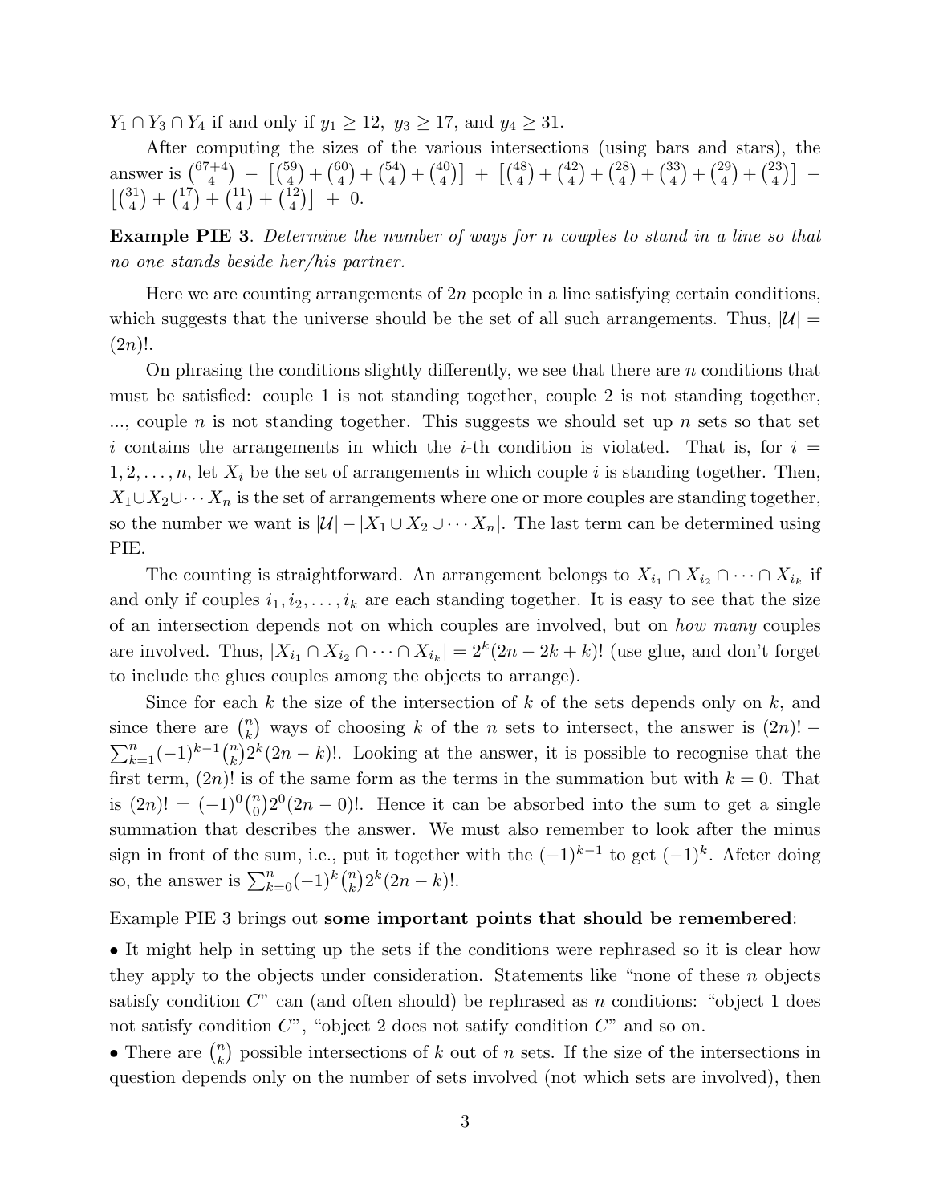$Y_1 \cap Y_3 \cap Y_4$ if and only if $y_1 \geq 12,\ y_3 \geq 17$, and $y_4 \geq 31$.

After computing the sizes of the various intersections (using bars and stars), the answer is $\binom{67+4}{4} - \left[\binom{59}{4} + \binom{60}{4} + \binom{54}{4} + \binom{40}{4}\right] + \left[\binom{48}{4} + \binom{42}{4} + \binom{28}{4} + \binom{33}{4} + \binom{29}{4} + \binom{23}{4}\right] - \left[\binom{31}{4} + \binom{17}{4} + \binom{11}{4} + \binom{12}{4}\right] + 0$.

**Example PIE 3**. *Determine the number of ways for n couples to stand in a line so that no one stands beside her/his partner.*

Here we are counting arrangements of $2n$ people in a line satisfying certain conditions, which suggests that the universe should be the set of all such arrangements. Thus, $|\mathcal{U}| = (2n)!$.

On phrasing the conditions slightly differently, we see that there are $n$ conditions that must be satisfied: couple 1 is not standing together, couple 2 is not standing together, ..., couple $n$ is not standing together. This suggests we should set up $n$ sets so that set $i$ contains the arrangements in which the $i$-th condition is violated. That is, for $i = 1, 2, \ldots, n$, let $X_i$ be the set of arrangements in which couple $i$ is standing together. Then, $X_1 \cup X_2 \cup \cdots X_n$ is the set of arrangements where one or more couples are standing together, so the number we want is $|\mathcal{U}| - |X_1 \cup X_2 \cup \cdots X_n|$. The last term can be determined using PIE.

The counting is straightforward. An arrangement belongs to $X_{i_1} \cap X_{i_2} \cap \cdots \cap X_{i_k}$ if and only if couples $i_1, i_2, \ldots, i_k$ are each standing together. It is easy to see that the size of an intersection depends not on which couples are involved, but on *how many* couples are involved. Thus, $|X_{i_1} \cap X_{i_2} \cap \cdots \cap X_{i_k}| = 2^k(2n - 2k + k)!$ (use glue, and don't forget to include the glues couples among the objects to arrange).

Since for each $k$ the size of the intersection of $k$ of the sets depends only on $k$, and since there are $\binom{n}{k}$ ways of choosing $k$ of the $n$ sets to intersect, the answer is $(2n)! - \sum_{k=1}^{n}(-1)^{k-1}\binom{n}{k}2^k(2n-k)!$. Looking at the answer, it is possible to recognise that the first term, $(2n)!$ is of the same form as the terms in the summation but with $k = 0$. That is $(2n)! = (-1)^0\binom{n}{0}2^0(2n-0)!$. Hence it can be absorbed into the sum to get a single summation that describes the answer. We must also remember to look after the minus sign in front of the sum, i.e., put it together with the $(-1)^{k-1}$ to get $(-1)^k$. Afeter doing so, the answer is $\sum_{k=0}^{n}(-1)^k\binom{n}{k}2^k(2n-k)!$.

Example PIE 3 brings out **some important points that should be remembered**:

- It might help in setting up the sets if the conditions were rephrased so it is clear how they apply to the objects under consideration. Statements like "none of these $n$ objects satisfy condition $C$" can (and often should) be rephrased as $n$ conditions: "object 1 does not satisfy condition $C$", "object 2 does not satify condition $C$" and so on.
- There are $\binom{n}{k}$ possible intersections of $k$ out of $n$ sets. If the size of the intersections in question depends only on the number of sets involved (not which sets are involved), then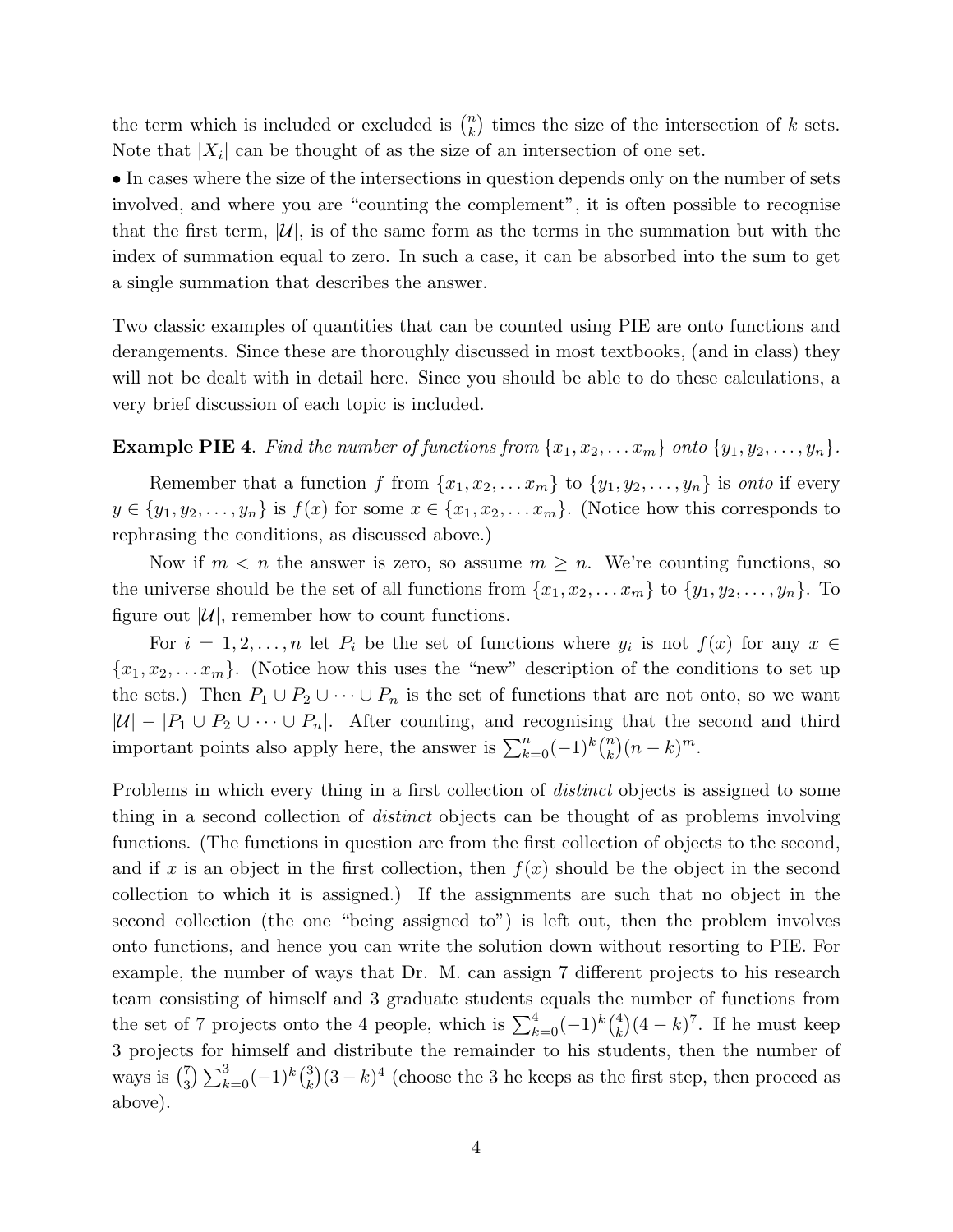the term which is included or excluded is $\binom{n}{k}$ times the size of the intersection of $k$ sets. Note that $|X_i|$ can be thought of as the size of an intersection of one set.

• In cases where the size of the intersections in question depends only on the number of sets involved, and where you are "counting the complement", it is often possible to recognise that the first term, $|\mathcal{U}|$, is of the same form as the terms in the summation but with the index of summation equal to zero. In such a case, it can be absorbed into the sum to get a single summation that describes the answer.

Two classic examples of quantities that can be counted using PIE are onto functions and derangements. Since these are thoroughly discussed in most textbooks, (and in class) they will not be dealt with in detail here. Since you should be able to do these calculations, a very brief discussion of each topic is included.

**Example PIE 4**. *Find the number of functions from $\{x_1, x_2, \ldots x_m\}$ onto $\{y_1, y_2, \ldots, y_n\}$.*

Remember that a function $f$ from $\{x_1, x_2, \ldots x_m\}$ to $\{y_1, y_2, \ldots, y_n\}$ is *onto* if every $y \in \{y_1, y_2, \ldots, y_n\}$ is $f(x)$ for some $x \in \{x_1, x_2, \ldots x_m\}$. (Notice how this corresponds to rephrasing the conditions, as discussed above.)

Now if $m < n$ the answer is zero, so assume $m \geq n$. We're counting functions, so the universe should be the set of all functions from $\{x_1, x_2, \ldots x_m\}$ to $\{y_1, y_2, \ldots, y_n\}$. To figure out $|\mathcal{U}|$, remember how to count functions.

For $i = 1, 2, \ldots, n$ let $P_i$ be the set of functions where $y_i$ is not $f(x)$ for any $x \in \{x_1, x_2, \ldots x_m\}$. (Notice how this uses the "new" description of the conditions to set up the sets.) Then $P_1 \cup P_2 \cup \cdots \cup P_n$ is the set of functions that are not onto, so we want $|\mathcal{U}| - |P_1 \cup P_2 \cup \cdots \cup P_n|$. After counting, and recognising that the second and third important points also apply here, the answer is $\sum_{k=0}^{n} (-1)^k \binom{n}{k} (n-k)^m$.

Problems in which every thing in a first collection of *distinct* objects is assigned to some thing in a second collection of *distinct* objects can be thought of as problems involving functions. (The functions in question are from the first collection of objects to the second, and if $x$ is an object in the first collection, then $f(x)$ should be the object in the second collection to which it is assigned.) If the assignments are such that no object in the second collection (the one "being assigned to") is left out, then the problem involves onto functions, and hence you can write the solution down without resorting to PIE. For example, the number of ways that Dr. M. can assign 7 different projects to his research team consisting of himself and 3 graduate students equals the number of functions from the set of 7 projects onto the 4 people, which is $\sum_{k=0}^{4} (-1)^k \binom{4}{k} (4-k)^7$. If he must keep 3 projects for himself and distribute the remainder to his students, then the number of ways is $\binom{7}{3} \sum_{k=0}^{3} (-1)^k \binom{3}{k} (3-k)^4$ (choose the 3 he keeps as the first step, then proceed as above).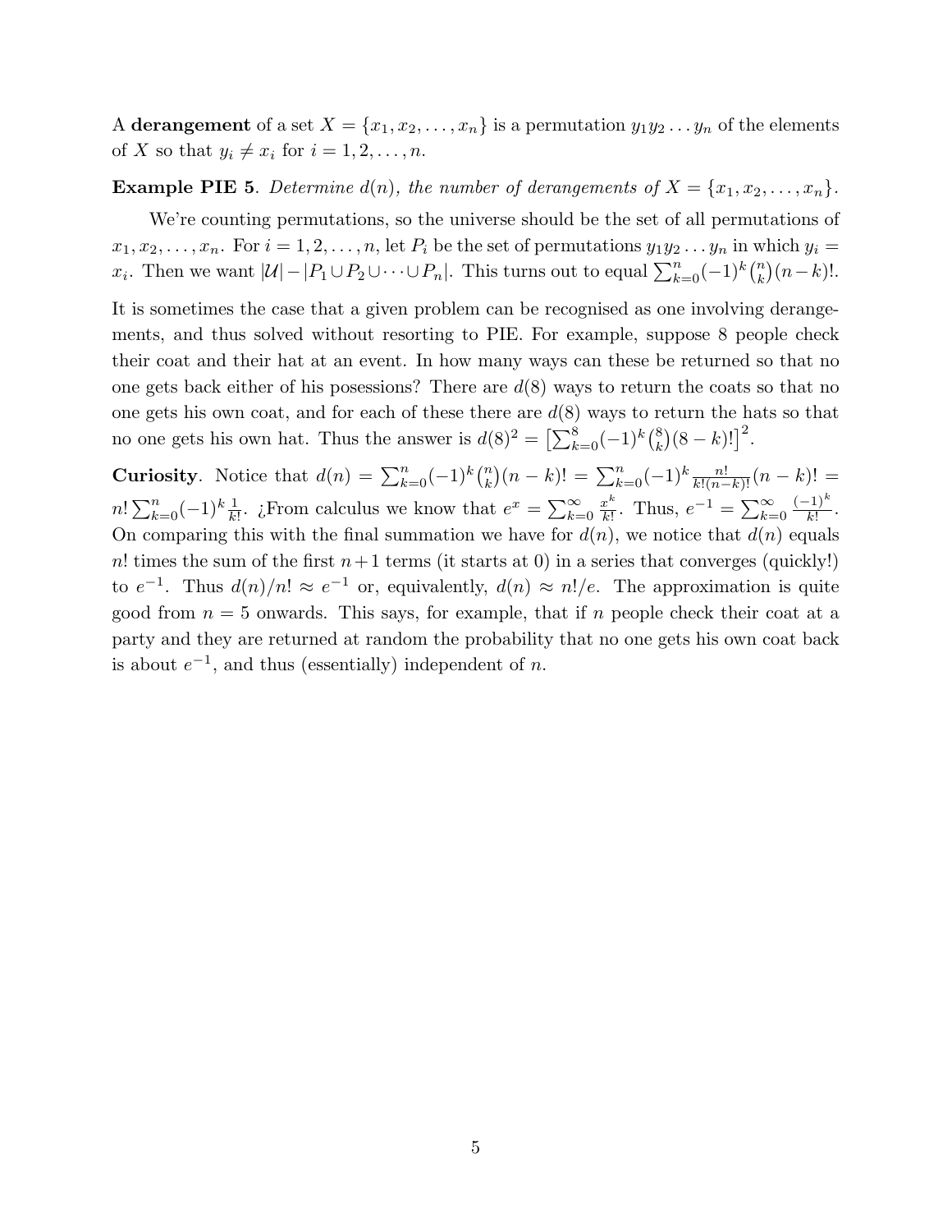A **derangement** of a set $X = \{x_1, x_2, \ldots, x_n\}$ is a permutation $y_1 y_2 \ldots y_n$ of the elements of $X$ so that $y_i \neq x_i$ for $i = 1, 2, \ldots, n$.

**Example PIE 5**. *Determine $d(n)$, the number of derangements of $X = \{x_1, x_2, \ldots, x_n\}$.*

We're counting permutations, so the universe should be the set of all permutations of $x_1, x_2, \ldots, x_n$. For $i = 1, 2, \ldots, n$, let $P_i$ be the set of permutations $y_1 y_2 \ldots y_n$ in which $y_i = x_i$. Then we want $|\mathcal{U}| - |P_1 \cup P_2 \cup \cdots \cup P_n|$. This turns out to equal $\sum_{k=0}^{n} (-1)^k \binom{n}{k} (n-k)!$.

It is sometimes the case that a given problem can be recognised as one involving derangements, and thus solved without resorting to PIE. For example, suppose 8 people check their coat and their hat at an event. In how many ways can these be returned so that no one gets back either of his posessions? There are $d(8)$ ways to return the coats so that no one gets his own coat, and for each of these there are $d(8)$ ways to return the hats so that no one gets his own hat. Thus the answer is $d(8)^2 = \left[\sum_{k=0}^{8} (-1)^k \binom{8}{k} (8-k)!\right]^2$.

**Curiosity**. Notice that $d(n) = \sum_{k=0}^{n} (-1)^k \binom{n}{k} (n-k)! = \sum_{k=0}^{n} (-1)^k \frac{n!}{k!(n-k)!} (n-k)! = n! \sum_{k=0}^{n} (-1)^k \frac{1}{k!}$. ¿From calculus we know that $e^x = \sum_{k=0}^{\infty} \frac{x^k}{k!}$. Thus, $e^{-1} = \sum_{k=0}^{\infty} \frac{(-1)^k}{k!}$. On comparing this with the final summation we have for $d(n)$, we notice that $d(n)$ equals $n!$ times the sum of the first $n+1$ terms (it starts at 0) in a series that converges (quickly!) to $e^{-1}$. Thus $d(n)/n! \approx e^{-1}$ or, equivalently, $d(n) \approx n!/e$. The approximation is quite good from $n = 5$ onwards. This says, for example, that if $n$ people check their coat at a party and they are returned at random the probability that no one gets his own coat back is about $e^{-1}$, and thus (essentially) independent of $n$.